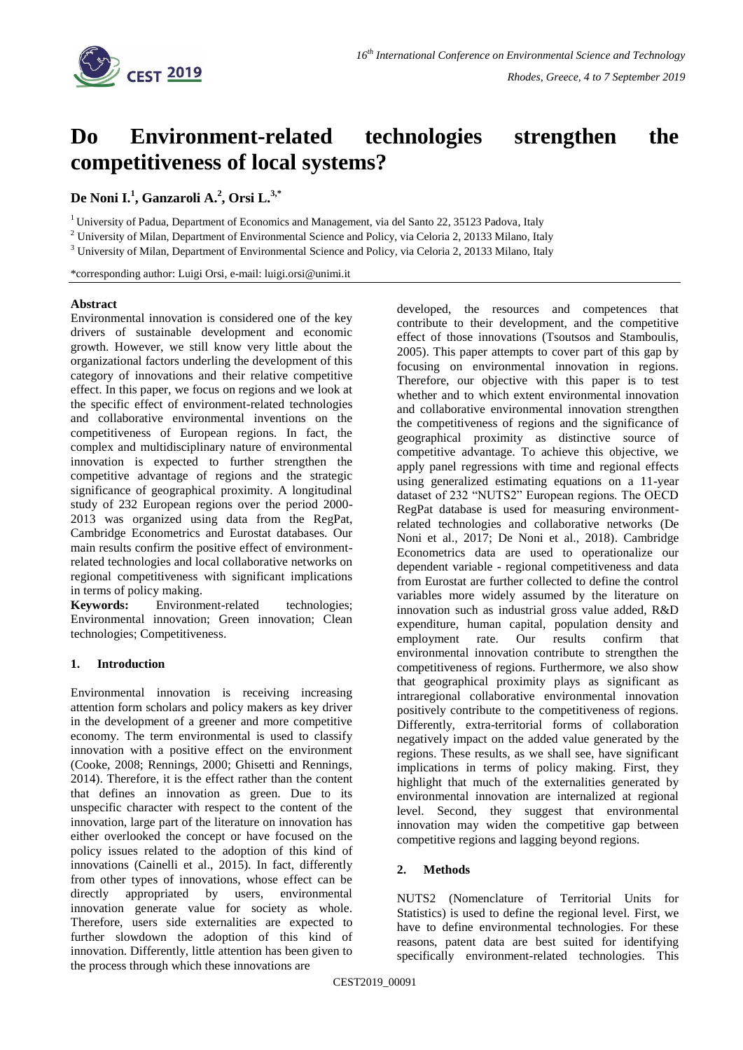# Do Environment-related technologies strengthen the competitiveness of local systems?

**De Noni I.[1], Ganzaroli A.[2], Orsi L.[3,*]**

[1] University of Padua, Department of Economics and Management, via del Santo 22, 35123 Padova, Italy

[2] University of Milan, Department of Environmental Science and Policy, via Celoria 2, 20133 Milano, Italy

[3] University of Milan, Department of Environmental Science and Policy, via Celoria 2, 20133 Milano, Italy

*corresponding author: Luigi Orsi, e-mail: luigi.orsi@unimi.it

**Abstract**

Environmental innovation is considered one of the key drivers of sustainable development and economic growth. However, we still know very little about the organizational factors underling the development of this category of innovations and their relative competitive effect. In this paper, we focus on regions and we look at the specific effect of environment-related technologies and collaborative environmental inventions on the competitiveness of European regions. In fact, the complex and multidisciplinary nature of environmental innovation is expected to further strengthen the competitive advantage of regions and the strategic significance of geographical proximity. A longitudinal study of 232 European regions over the period 2000-2013 was organized using data from the RegPat, Cambridge Econometrics and Eurostat databases. Our main results confirm the positive effect of environment-related technologies and local collaborative networks on regional competitiveness with significant implications in terms of policy making.

**Keywords:** Environment-related technologies; Environmental innovation; Green innovation; Clean technologies; Competitiveness.

## 1. Introduction

Environmental innovation is receiving increasing attention form scholars and policy makers as key driver in the development of a greener and more competitive economy. The term environmental is used to classify innovation with a positive effect on the environment (Cooke, 2008; Rennings, 2000; Ghisetti and Rennings, 2014). Therefore, it is the effect rather than the content that defines an innovation as green. Due to its unspecific character with respect to the content of the innovation, large part of the literature on innovation has either overlooked the concept or have focused on the policy issues related to the adoption of this kind of innovations (Cainelli et al., 2015). In fact, differently from other types of innovations, whose effect can be directly appropriated by users, environmental innovation generate value for society as whole. Therefore, users side externalities are expected to further slowdown the adoption of this kind of innovation. Differently, little attention has been given to the process through which these innovations are developed, the resources and competences that contribute to their development, and the competitive effect of those innovations (Tsoutsos and Stamboulis, 2005). This paper attempts to cover part of this gap by focusing on environmental innovation in regions. Therefore, our objective with this paper is to test whether and to which extent environmental innovation and collaborative environmental innovation strengthen the competitiveness of regions and the significance of geographical proximity as distinctive source of competitive advantage. To achieve this objective, we apply panel regressions with time and regional effects using generalized estimating equations on a 11-year dataset of 232 "NUTS2" European regions. The OECD RegPat database is used for measuring environment-related technologies and collaborative networks (De Noni et al., 2017; De Noni et al., 2018). Cambridge Econometrics data are used to operationalize our dependent variable - regional competitiveness and data from Eurostat are further collected to define the control variables more widely assumed by the literature on innovation such as industrial gross value added, R&D expenditure, human capital, population density and employment rate. Our results confirm that environmental innovation contribute to strengthen the competitiveness of regions. Furthermore, we also show that geographical proximity plays as significant as intraregional collaborative environmental innovation positively contribute to the competitiveness of regions. Differently, extra-territorial forms of collaboration negatively impact on the added value generated by the regions. These results, as we shall see, have significant implications in terms of policy making. First, they highlight that much of the externalities generated by environmental innovation are internalized at regional level. Second, they suggest that environmental innovation may widen the competitive gap between competitive regions and lagging beyond regions.

## 2. Methods

NUTS2 (Nomenclature of Territorial Units for Statistics) is used to define the regional level. First, we have to define environmental technologies. For these reasons, patent data are best suited for identifying specifically environment-related technologies. This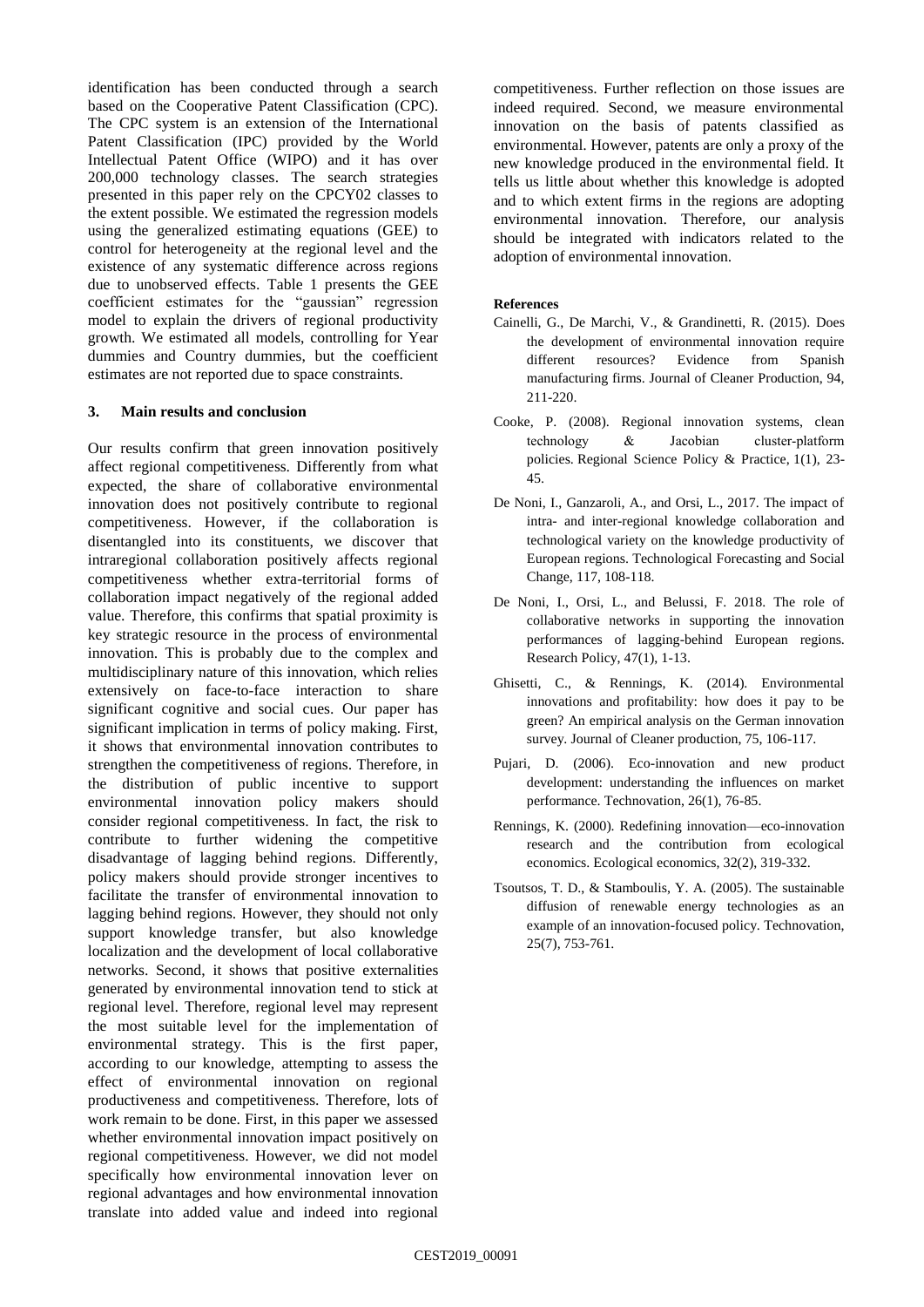identification has been conducted through a search based on the Cooperative Patent Classification (CPC). The CPC system is an extension of the International Patent Classification (IPC) provided by the World Intellectual Patent Office (WIPO) and it has over 200,000 technology classes. The search strategies presented in this paper rely on the CPCY02 classes to the extent possible. We estimated the regression models using the generalized estimating equations (GEE) to control for heterogeneity at the regional level and the existence of any systematic difference across regions due to unobserved effects. Table 1 presents the GEE coefficient estimates for the "gaussian" regression model to explain the drivers of regional productivity growth. We estimated all models, controlling for Year dummies and Country dummies, but the coefficient estimates are not reported due to space constraints.

## 3. Main results and conclusion

Our results confirm that green innovation positively affect regional competitiveness. Differently from what expected, the share of collaborative environmental innovation does not positively contribute to regional competitiveness. However, if the collaboration is disentangled into its constituents, we discover that intraregional collaboration positively affects regional competitiveness whether extra-territorial forms of collaboration impact negatively of the regional added value. Therefore, this confirms that spatial proximity is key strategic resource in the process of environmental innovation. This is probably due to the complex and multidisciplinary nature of this innovation, which relies extensively on face-to-face interaction to share significant cognitive and social cues. Our paper has significant implication in terms of policy making. First, it shows that environmental innovation contributes to strengthen the competitiveness of regions. Therefore, in the distribution of public incentive to support environmental innovation policy makers should consider regional competitiveness. In fact, the risk to contribute to further widening the competitive disadvantage of lagging behind regions. Differently, policy makers should provide stronger incentives to facilitate the transfer of environmental innovation to lagging behind regions. However, they should not only support knowledge transfer, but also knowledge localization and the development of local collaborative networks. Second, it shows that positive externalities generated by environmental innovation tend to stick at regional level. Therefore, regional level may represent the most suitable level for the implementation of environmental strategy. This is the first paper, according to our knowledge, attempting to assess the effect of environmental innovation on regional productiveness and competitiveness. Therefore, lots of work remain to be done. First, in this paper we assessed whether environmental innovation impact positively on regional competitiveness. However, we did not model specifically how environmental innovation lever on regional advantages and how environmental innovation translate into added value and indeed into regional competitiveness. Further reflection on those issues are indeed required. Second, we measure environmental innovation on the basis of patents classified as environmental. However, patents are only a proxy of the new knowledge produced in the environmental field. It tells us little about whether this knowledge is adopted and to which extent firms in the regions are adopting environmental innovation. Therefore, our analysis should be integrated with indicators related to the adoption of environmental innovation.

**References**

Cainelli, G., De Marchi, V., & Grandinetti, R. (2015). Does the development of environmental innovation require different resources? Evidence from Spanish manufacturing firms. Journal of Cleaner Production, 94, 211-220.

Cooke, P. (2008). Regional innovation systems, clean technology & Jacobian cluster-platform policies. Regional Science Policy & Practice, 1(1), 23-45.

De Noni, I., Ganzaroli, A., and Orsi, L., 2017. The impact of intra- and inter-regional knowledge collaboration and technological variety on the knowledge productivity of European regions. Technological Forecasting and Social Change, 117, 108-118.

De Noni, I., Orsi, L., and Belussi, F. 2018. The role of collaborative networks in supporting the innovation performances of lagging-behind European regions. Research Policy, 47(1), 1-13.

Ghisetti, C., & Rennings, K. (2014). Environmental innovations and profitability: how does it pay to be green? An empirical analysis on the German innovation survey. Journal of Cleaner production, 75, 106-117.

Pujari, D. (2006). Eco-innovation and new product development: understanding the influences on market performance. Technovation, 26(1), 76-85.

Rennings, K. (2000). Redefining innovation—eco-innovation research and the contribution from ecological economics. Ecological economics, 32(2), 319-332.

Tsoutsos, T. D., & Stamboulis, Y. A. (2005). The sustainable diffusion of renewable energy technologies as an example of an innovation-focused policy. Technovation, 25(7), 753-761.